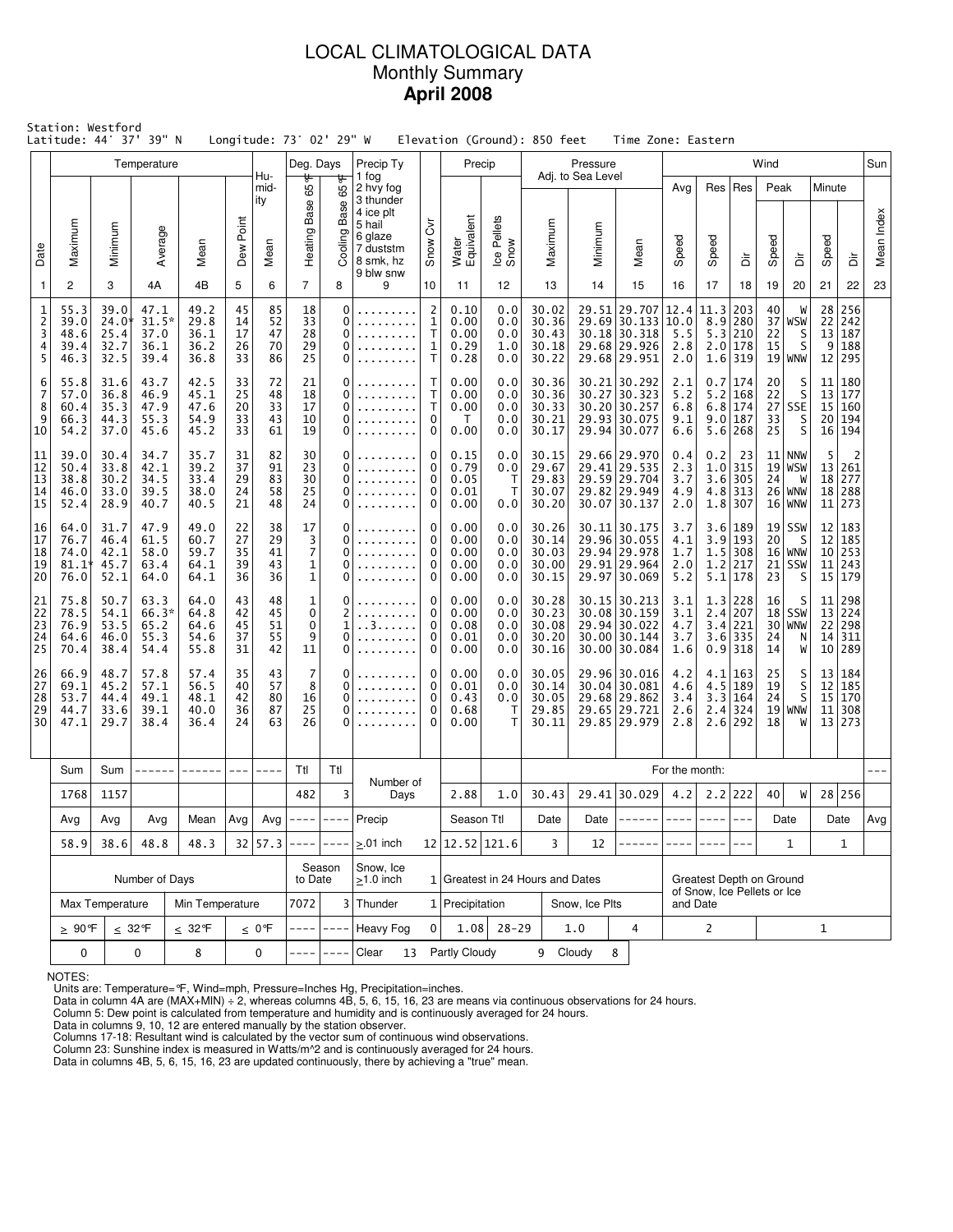# LOCAL CLIMATOLOGICAL DATA
## Monthly Summary
## **April 2008**

Station: Westford
Latitude: 44° 37' 39" N Longitude: 73° 02' 29" W Elevation (Ground): 850 feet Time Zone: Eastern

| Date | Temperature | | | | | Humidity | Deg. Days | | Precip Ty | Snow Cvr | Precip | | Pressure Adj. to Sea Level | | | Wind | | | | | | | Sun |
|---|---|---|---|---|---|---|---|---|---|---|---|---|---|---|---|---|---|---|---|---|---|---|---|
| Date | Maximum | Minimum | Average | Mean | Dew Point | Mean | Heating Base 65°F | Cooling Base 65°F | 1 fog 2 hvy fog 3 thunder 4 ice plt 5 hail 6 glaze 7 duststm 8 smk, hz 9 blw snw | Snow Cvr | Water Equivalent | Ice Pellets Snow | Maximum | Minimum | Mean | Avg Speed | Res Speed | Res Dir | Peak Speed | Peak Dir | Minute Speed | Minute Dir | Mean Index |
| 1 | 2 | 3 | 4A | 4B | 5 | 6 | 7 | 8 | 9 | 10 | 11 | 12 | 13 | 14 | 15 | 16 | 17 | 18 | 19 | 20 | 21 | 22 | 23 |
| 1 | 55.3 | 39.0 | 47.1 | 49.2 | 45 | 85 | 18 | 0 | ......... | 2 | 0.10 | 0.0 | 30.02 | 29.51 | 29.707 | 12.4 | 11.3 | 203 | 40 | W | 28 | 256 | |
| 2 | 39.0 | 24.0* | 31.5* | 29.8 | 14 | 52 | 33 | 0 | ......... | 1 | 0.00 | 0.0 | 30.36 | 29.69 | 30.133 | 10.0 | 8.9 | 280 | 37 | WSW | 22 | 242 | |
| 3 | 48.6 | 25.4 | 37.0 | 36.1 | 17 | 47 | 28 | 0 | ......... | T | 0.00 | 0.0 | 30.43 | 30.18 | 30.318 | 5.5 | 5.3 | 210 | 22 | S | 13 | 187 | |
| 4 | 39.4 | 32.7 | 36.1 | 36.2 | 26 | 70 | 29 | 0 | ......... | 1 | 0.29 | 1.0 | 30.18 | 29.68 | 29.926 | 2.8 | 2.0 | 178 | 15 | S | 9 | 188 | |
| 5 | 46.3 | 32.5 | 39.4 | 36.8 | 33 | 86 | 25 | 0 | ......... | T | 0.28 | 0.0 | 30.22 | 29.68 | 29.951 | 2.0 | 1.6 | 319 | 19 | WNW | 12 | 295 | |
| 6 | 55.8 | 31.6 | 43.7 | 42.5 | 33 | 72 | 21 | 0 | ......... | T | 0.00 | 0.0 | 30.36 | 30.21 | 30.292 | 2.1 | 0.7 | 174 | 20 | S | 11 | 180 | |
| 7 | 57.0 | 36.8 | 46.9 | 45.1 | 25 | 48 | 18 | 0 | ......... | T | 0.00 | 0.0 | 30.36 | 30.27 | 30.323 | 5.2 | 5.2 | 168 | 22 | S | 13 | 177 | |
| 8 | 60.4 | 35.3 | 47.9 | 47.6 | 20 | 33 | 17 | 0 | ......... | T | 0.00 | 0.0 | 30.33 | 30.20 | 30.257 | 6.8 | 6.8 | 174 | 27 | SSE | 15 | 160 | |
| 9 | 66.3 | 44.3 | 55.3 | 54.9 | 33 | 43 | 10 | 0 | ......... | 0 | T | 0.0 | 30.21 | 29.93 | 30.075 | 9.1 | 9.0 | 187 | 33 | S | 20 | 194 | |
| 10 | 54.2 | 37.0 | 45.6 | 45.2 | 33 | 61 | 19 | 0 | ......... | 0 | 0.00 | 0.0 | 30.17 | 29.94 | 30.077 | 6.6 | 5.6 | 268 | 25 | S | 16 | 194 | |
| 11 | 39.0 | 30.4 | 34.7 | 35.7 | 31 | 82 | 30 | 0 | ......... | 0 | 0.15 | 0.0 | 30.15 | 29.66 | 29.970 | 0.4 | 0.2 | 23 | 11 | NNW | 5 | 2 | |
| 12 | 50.4 | 33.8 | 42.1 | 39.2 | 37 | 91 | 23 | 0 | ......... | 0 | 0.79 | 0.0 | 29.67 | 29.41 | 29.535 | 2.3 | 1.0 | 315 | 19 | WSW | 13 | 261 | |
| 13 | 38.8 | 30.2 | 34.5 | 33.4 | 29 | 83 | 30 | 0 | ......... | 0 | 0.05 | T | 29.83 | 29.59 | 29.704 | 3.7 | 3.6 | 305 | 24 | W | 18 | 277 | |
| 14 | 46.0 | 33.0 | 39.5 | 38.0 | 24 | 58 | 25 | 0 | ......... | 0 | 0.01 | T | 30.07 | 29.82 | 29.949 | 4.9 | 4.8 | 313 | 26 | WNW | 18 | 288 | |
| 15 | 52.4 | 28.9 | 40.7 | 40.5 | 21 | 48 | 24 | 0 | ......... | 0 | 0.00 | 0.0 | 30.20 | 30.07 | 30.137 | 2.0 | 1.8 | 307 | 16 | WNW | 11 | 273 | |
| 16 | 64.0 | 31.7 | 47.9 | 49.0 | 22 | 38 | 17 | 0 | ......... | 0 | 0.00 | 0.0 | 30.26 | 30.11 | 30.175 | 3.7 | 3.6 | 189 | 19 | SSW | 12 | 183 | |
| 17 | 76.7 | 46.4 | 61.5 | 60.7 | 27 | 29 | 3 | 0 | ......... | 0 | 0.00 | 0.0 | 30.14 | 29.96 | 30.055 | 4.1 | 3.9 | 193 | 20 | S | 12 | 185 | |
| 18 | 74.0 | 42.1 | 58.0 | 59.7 | 35 | 41 | 7 | 0 | ......... | 0 | 0.00 | 0.0 | 30.03 | 29.94 | 29.978 | 1.7 | 1.5 | 308 | 16 | WNW | 10 | 253 | |
| 19 | 81.1* | 45.7 | 63.4 | 64.1 | 39 | 43 | 1 | 0 | ......... | 0 | 0.00 | 0.0 | 30.00 | 29.91 | 29.964 | 2.0 | 1.2 | 217 | 21 | SSW | 11 | 243 | |
| 20 | 76.0 | 52.1 | 64.0 | 64.1 | 36 | 36 | 1 | 0 | ......... | 0 | 0.00 | 0.0 | 30.15 | 29.97 | 30.069 | 5.2 | 5.1 | 178 | 23 | S | 15 | 179 | |
| 21 | 75.8 | 50.7 | 63.3 | 64.0 | 43 | 48 | 1 | 0 | ......... | 0 | 0.00 | 0.0 | 30.28 | 30.15 | 30.213 | 3.1 | 1.3 | 228 | 16 | S | 11 | 298 | |
| 22 | 78.5 | 54.1 | 66.3* | 64.8 | 42 | 45 | 0 | 2 | ......... | 0 | 0.00 | 0.0 | 30.23 | 30.08 | 30.159 | 3.1 | 2.4 | 207 | 18 | SSW | 13 | 224 | |
| 23 | 76.9 | 53.5 | 65.2 | 64.6 | 45 | 51 | 0 | 1 | ..3...... | 0 | 0.08 | 0.0 | 30.08 | 29.94 | 30.022 | 4.7 | 3.4 | 221 | 30 | WNW | 22 | 298 | |
| 24 | 64.6 | 46.0 | 55.3 | 54.6 | 37 | 55 | 9 | 0 | ......... | 0 | 0.01 | 0.0 | 30.20 | 30.00 | 30.144 | 3.7 | 3.6 | 335 | 24 | N | 14 | 311 | |
| 25 | 70.4 | 38.4 | 54.4 | 55.8 | 31 | 42 | 11 | 0 | ......... | 0 | 0.00 | 0.0 | 30.16 | 30.00 | 30.084 | 1.6 | 0.9 | 318 | 14 | W | 10 | 289 | |
| 26 | 66.9 | 48.7 | 57.8 | 57.4 | 35 | 43 | 7 | 0 | ......... | 0 | 0.00 | 0.0 | 30.05 | 29.96 | 30.016 | 4.2 | 4.1 | 163 | 25 | S | 13 | 184 | |
| 27 | 69.1 | 45.2 | 57.1 | 56.5 | 40 | 57 | 8 | 0 | ......... | 0 | 0.01 | 0.0 | 30.14 | 30.04 | 30.081 | 4.6 | 4.5 | 189 | 19 | S | 12 | 185 | |
| 28 | 53.7 | 44.4 | 49.1 | 48.1 | 42 | 80 | 16 | 0 | ......... | 0 | 0.43 | 0.0 | 30.05 | 29.68 | 29.862 | 3.4 | 3.3 | 164 | 24 | S | 15 | 170 | |
| 29 | 44.7 | 33.6 | 39.1 | 40.0 | 36 | 87 | 25 | 0 | ......... | 0 | 0.68 | T | 29.85 | 29.65 | 29.721 | 2.6 | 2.4 | 324 | 19 | WNW | 11 | 308 | |
| 30 | 47.1 | 29.7 | 38.4 | 36.4 | 24 | 63 | 26 | 0 | ......... | 0 | 0.00 | T | 30.11 | 29.85 | 29.979 | 2.8 | 2.6 | 292 | 18 | W | 13 | 273 | |
| | Sum | Sum | ------ | ------ | --- | ---- | Ttl | Ttl | Number of Days | | | | For the month: | | | | | | | | | | --- |
| | 1768 | 1157 | | | | | 482 | 3 | | | 2.88 | 1.0 | 30.43 | 29.41 | 30.029 | 4.2 | 2.2 | 222 | 40 | W | 28 | 256 | |
| | Avg | Avg | Avg | Mean | Avg | Avg | ---- | ---- | Precip | | Season Ttl | | Date | Date | ------ | ---- | ---- | --- | Date | | Date | | Avg |
| | 58.9 | 38.6 | 48.8 | 48.3 | 32 | 57.3 | ---- | ---- | ≥.01 inch | 12 | 12.52 | 121.6 | 3 | 12 | ------ | ---- | ---- | --- | 1 | | 1 | | |

| Number of Days | | | | Season to Date | | Snow, Ice ≥1.0 inch | 1 | Greatest in 24 Hours and Dates | | | | Greatest Depth on Ground of Snow, Ice Pellets or Ice and Date | |
|---|---|---|---|---|---|---|---|---|---|---|---|---|---|
| Max Temperature | | Min Temperature | | 7072 | 3 | Thunder | 1 | Precipitation | | Snow, Ice Plts | | | |
| ≥ 90°F | ≤ 32°F | ≤ 32°F | ≤ 0°F | ---- | ---- | Heavy Fog | 0 | 1.08 | 28-29 | 1.0 | 4 | 2 | 1 |
| 0 | 0 | 8 | 0 | ---- | ---- | Clear 13 | | Partly Cloudy 9 | | Cloudy 8 | | | |

NOTES:
Units are: Temperature=°F, Wind=mph, Pressure=Inches Hg, Precipitation=inches.
Data in column 4A are (MAX+MIN) ÷ 2, whereas columns 4B, 5, 6, 15, 16, 23 are means via continuous observations for 24 hours.
Column 5: Dew point is calculated from temperature and humidity and is continuously averaged for 24 hours.
Data in columns 9, 10, 12 are entered manually by the station observer.
Columns 17-18: Resultant wind is calculated by the vector sum of continuous wind observations.
Column 23: Sunshine index is measured in Watts/m^2 and is continuously averaged for 24 hours.
Data in columns 4B, 5, 6, 15, 16, 23 are updated continuously, there by achieving a "true" mean.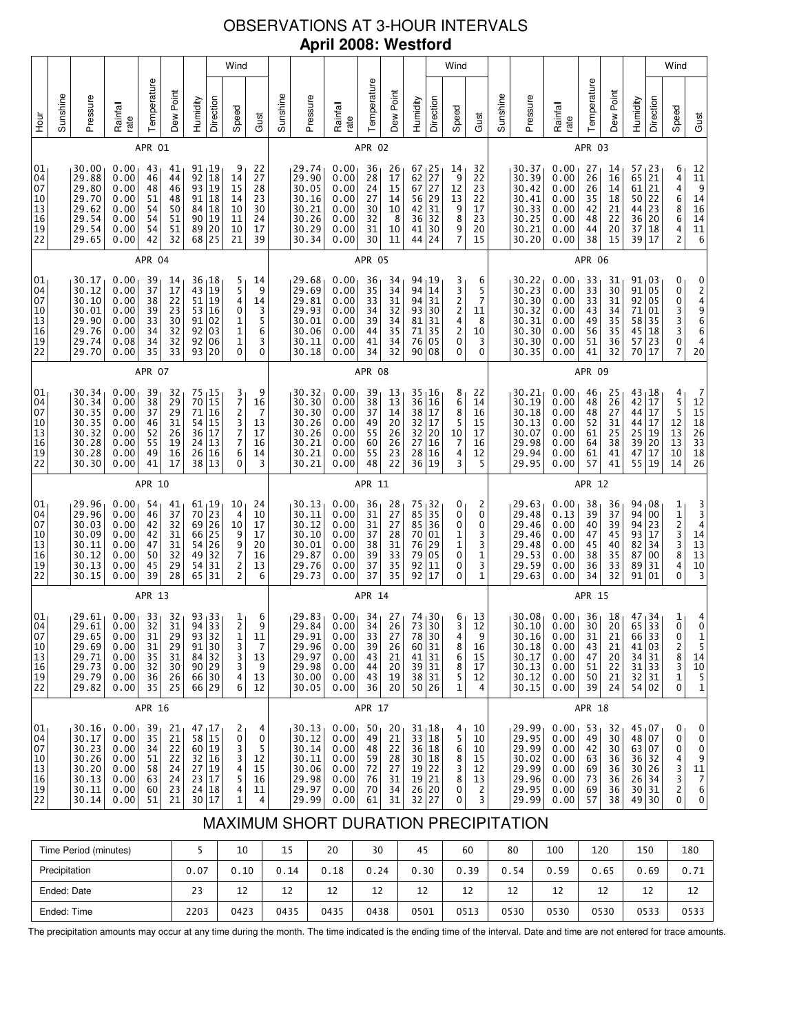# OBSERVATIONS AT 3-HOUR INTERVALS

## April 2008: Westford

### APR 01

| Hour | Sunshine | Pressure | Rainfall rate | Temperature | Dew Point | Humidity | Wind Direction | Wind Speed | Wind Gust |
|---|---|---|---|---|---|---|---|---|---|
| 01 | | 30.00 | 0.00 | 43 | 41 | 91 | 19 | 9 | 22 |
| 04 | | 29.88 | 0.00 | 46 | 44 | 92 | 18 | 14 | 27 |
| 07 | | 29.80 | 0.00 | 48 | 46 | 93 | 19 | 15 | 28 |
| 10 | | 29.70 | 0.00 | 51 | 48 | 91 | 18 | 14 | 23 |
| 13 | | 29.62 | 0.00 | 54 | 50 | 84 | 18 | 10 | 30 |
| 16 | | 29.54 | 0.00 | 54 | 51 | 90 | 19 | 11 | 24 |
| 19 | | 29.54 | 0.00 | 54 | 51 | 89 | 20 | 10 | 17 |
| 22 | | 29.65 | 0.00 | 42 | 32 | 68 | 25 | 21 | 39 |

### APR 02

| Hour | Sunshine | Pressure | Rainfall rate | Temperature | Dew Point | Humidity | Wind Direction | Wind Speed | Wind Gust |
|---|---|---|---|---|---|---|---|---|---|
| 01 | | 29.74 | 0.00 | 36 | 26 | 67 | 25 | 14 | 32 |
| 04 | | 29.90 | 0.00 | 28 | 17 | 62 | 27 | 9 | 22 |
| 07 | | 30.05 | 0.00 | 24 | 15 | 67 | 27 | 12 | 23 |
| 10 | | 30.16 | 0.00 | 27 | 14 | 56 | 29 | 13 | 22 |
| 13 | | 30.21 | 0.00 | 30 | 10 | 42 | 31 | 9 | 17 |
| 16 | | 30.26 | 0.00 | 32 | 8 | 36 | 32 | 8 | 23 |
| 19 | | 30.29 | 0.00 | 31 | 10 | 41 | 30 | 9 | 20 |
| 22 | | 30.34 | 0.00 | 30 | 11 | 44 | 24 | 7 | 15 |

### APR 03

| Hour | Sunshine | Pressure | Rainfall rate | Temperature | Dew Point | Humidity | Wind Direction | Wind Speed | Wind Gust |
|---|---|---|---|---|---|---|---|---|---|
| 01 | | 30.37 | 0.00 | 27 | 14 | 57 | 23 | 6 | 12 |
| 04 | | 30.39 | 0.00 | 26 | 16 | 65 | 21 | 4 | 11 |
| 07 | | 30.42 | 0.00 | 26 | 14 | 61 | 21 | 4 | 9 |
| 10 | | 30.41 | 0.00 | 35 | 18 | 50 | 22 | 6 | 14 |
| 13 | | 30.33 | 0.00 | 42 | 21 | 44 | 23 | 8 | 16 |
| 16 | | 30.25 | 0.00 | 48 | 22 | 36 | 20 | 6 | 14 |
| 19 | | 30.21 | 0.00 | 44 | 20 | 37 | 18 | 4 | 11 |
| 22 | | 30.20 | 0.00 | 38 | 15 | 39 | 17 | 2 | 6 |

### APR 04

| Hour | Sunshine | Pressure | Rainfall rate | Temperature | Dew Point | Humidity | Wind Direction | Wind Speed | Wind Gust |
|---|---|---|---|---|---|---|---|---|---|
| 01 | | 30.17 | 0.00 | 39 | 14 | 36 | 18 | 5 | 14 |
| 04 | | 30.12 | 0.00 | 37 | 17 | 43 | 19 | 5 | 9 |
| 07 | | 30.10 | 0.00 | 38 | 22 | 51 | 19 | 4 | 14 |
| 10 | | 30.01 | 0.00 | 39 | 23 | 53 | 16 | 0 | 3 |
| 13 | | 29.90 | 0.00 | 33 | 30 | 91 | 02 | 1 | 5 |
| 16 | | 29.76 | 0.00 | 34 | 32 | 92 | 03 | 1 | 6 |
| 19 | | 29.74 | 0.08 | 34 | 32 | 92 | 06 | 1 | 3 |
| 22 | | 29.70 | 0.00 | 35 | 33 | 93 | 20 | 0 | 0 |

### APR 05

| Hour | Sunshine | Pressure | Rainfall rate | Temperature | Dew Point | Humidity | Wind Direction | Wind Speed | Wind Gust |
|---|---|---|---|---|---|---|---|---|---|
| 01 | | 29.68 | 0.00 | 36 | 34 | 94 | 19 | 3 | 6 |
| 04 | | 29.69 | 0.00 | 35 | 34 | 94 | 14 | 3 | 5 |
| 07 | | 29.81 | 0.00 | 33 | 31 | 94 | 31 | 2 | 7 |
| 10 | | 29.93 | 0.00 | 34 | 32 | 93 | 30 | 2 | 11 |
| 13 | | 30.01 | 0.00 | 39 | 34 | 81 | 31 | 4 | 8 |
| 16 | | 30.06 | 0.00 | 44 | 35 | 71 | 35 | 2 | 10 |
| 19 | | 30.11 | 0.00 | 41 | 34 | 76 | 05 | 0 | 3 |
| 22 | | 30.18 | 0.00 | 34 | 32 | 90 | 08 | 0 | 0 |

### APR 06

| Hour | Sunshine | Pressure | Rainfall rate | Temperature | Dew Point | Humidity | Wind Direction | Wind Speed | Wind Gust |
|---|---|---|---|---|---|---|---|---|---|
| 01 | | 30.22 | 0.00 | 33 | 31 | 91 | 03 | 0 | 0 |
| 04 | | 30.23 | 0.00 | 33 | 30 | 91 | 05 | 0 | 2 |
| 07 | | 30.30 | 0.00 | 33 | 31 | 92 | 05 | 0 | 4 |
| 10 | | 30.32 | 0.00 | 43 | 34 | 71 | 01 | 3 | 9 |
| 13 | | 30.31 | 0.00 | 49 | 35 | 58 | 35 | 3 | 6 |
| 16 | | 30.30 | 0.00 | 56 | 35 | 45 | 18 | 3 | 6 |
| 19 | | 30.30 | 0.00 | 51 | 36 | 57 | 23 | 0 | 4 |
| 22 | | 30.35 | 0.00 | 41 | 32 | 70 | 17 | 7 | 20 |

### APR 07

| Hour | Sunshine | Pressure | Rainfall rate | Temperature | Dew Point | Humidity | Wind Direction | Wind Speed | Wind Gust |
|---|---|---|---|---|---|---|---|---|---|
| 01 | | 30.34 | 0.00 | 39 | 32 | 75 | 15 | 3 | 9 |
| 04 | | 30.34 | 0.00 | 38 | 29 | 70 | 15 | 7 | 16 |
| 07 | | 30.35 | 0.00 | 37 | 29 | 71 | 16 | 2 | 7 |
| 10 | | 30.35 | 0.00 | 46 | 31 | 54 | 15 | 3 | 13 |
| 13 | | 30.32 | 0.00 | 52 | 26 | 36 | 17 | 7 | 17 |
| 16 | | 30.28 | 0.00 | 55 | 19 | 24 | 13 | 7 | 16 |
| 19 | | 30.28 | 0.00 | 49 | 16 | 26 | 16 | 6 | 14 |
| 22 | | 30.30 | 0.00 | 41 | 17 | 38 | 13 | 0 | 3 |

### APR 08

| Hour | Sunshine | Pressure | Rainfall rate | Temperature | Dew Point | Humidity | Wind Direction | Wind Speed | Wind Gust |
|---|---|---|---|---|---|---|---|---|---|
| 01 | | 30.32 | 0.00 | 39 | 13 | 35 | 16 | 8 | 22 |
| 04 | | 30.30 | 0.00 | 38 | 13 | 36 | 16 | 6 | 14 |
| 07 | | 30.30 | 0.00 | 37 | 14 | 38 | 17 | 8 | 16 |
| 10 | | 30.26 | 0.00 | 49 | 20 | 32 | 17 | 5 | 15 |
| 13 | | 30.26 | 0.00 | 55 | 26 | 32 | 20 | 10 | 17 |
| 16 | | 30.21 | 0.00 | 60 | 26 | 27 | 16 | 7 | 16 |
| 19 | | 30.21 | 0.00 | 55 | 23 | 28 | 16 | 4 | 12 |
| 22 | | 30.21 | 0.00 | 48 | 22 | 36 | 19 | 3 | 5 |

### APR 09

| Hour | Sunshine | Pressure | Rainfall rate | Temperature | Dew Point | Humidity | Wind Direction | Wind Speed | Wind Gust |
|---|---|---|---|---|---|---|---|---|---|
| 01 | | 30.21 | 0.00 | 46 | 25 | 43 | 18 | 4 | 7 |
| 04 | | 30.19 | 0.00 | 48 | 26 | 42 | 17 | 5 | 12 |
| 07 | | 30.18 | 0.00 | 48 | 27 | 44 | 17 | 5 | 15 |
| 10 | | 30.13 | 0.00 | 52 | 31 | 44 | 17 | 12 | 18 |
| 13 | | 30.07 | 0.00 | 61 | 25 | 25 | 19 | 13 | 26 |
| 16 | | 29.98 | 0.00 | 64 | 38 | 39 | 20 | 13 | 33 |
| 19 | | 29.94 | 0.00 | 61 | 41 | 47 | 17 | 10 | 18 |
| 22 | | 29.95 | 0.00 | 57 | 41 | 55 | 19 | 14 | 26 |

### APR 10

| Hour | Sunshine | Pressure | Rainfall rate | Temperature | Dew Point | Humidity | Wind Direction | Wind Speed | Wind Gust |
|---|---|---|---|---|---|---|---|---|---|
| 01 | | 29.96 | 0.00 | 54 | 41 | 61 | 19 | 10 | 24 |
| 04 | | 29.96 | 0.00 | 46 | 37 | 70 | 23 | 4 | 10 |
| 07 | | 30.03 | 0.00 | 42 | 32 | 69 | 26 | 10 | 17 |
| 10 | | 30.09 | 0.00 | 42 | 31 | 66 | 25 | 9 | 17 |
| 13 | | 30.11 | 0.00 | 47 | 32 | 54 | 26 | 9 | 20 |
| 16 | | 30.12 | 0.00 | 50 | 32 | 49 | 32 | 7 | 16 |
| 19 | | 30.13 | 0.00 | 45 | 29 | 54 | 31 | 2 | 13 |
| 22 | | 30.15 | 0.00 | 39 | 28 | 65 | 31 | 2 | 6 |

### APR 11

| Hour | Sunshine | Pressure | Rainfall rate | Temperature | Dew Point | Humidity | Wind Direction | Wind Speed | Wind Gust |
|---|---|---|---|---|---|---|---|---|---|
| 01 | | 30.13 | 0.00 | 36 | 28 | 75 | 32 | 0 | 2 |
| 04 | | 30.11 | 0.00 | 31 | 27 | 85 | 35 | 0 | 0 |
| 07 | | 30.12 | 0.00 | 31 | 27 | 85 | 36 | 0 | 0 |
| 10 | | 30.10 | 0.00 | 37 | 28 | 70 | 01 | 1 | 3 |
| 13 | | 30.01 | 0.00 | 38 | 31 | 76 | 29 | 1 | 3 |
| 16 | | 29.87 | 0.00 | 39 | 33 | 79 | 05 | 0 | 1 |
| 19 | | 29.76 | 0.00 | 37 | 35 | 92 | 11 | 0 | 3 |
| 22 | | 29.73 | 0.00 | 37 | 35 | 92 | 17 | 0 | 1 |

### APR 12

| Hour | Sunshine | Pressure | Rainfall rate | Temperature | Dew Point | Humidity | Wind Direction | Wind Speed | Wind Gust |
|---|---|---|---|---|---|---|---|---|---|
| 01 | | 29.63 | 0.00 | 38 | 36 | 94 | 08 | 1 | 3 |
| 04 | | 29.48 | 0.13 | 39 | 37 | 94 | 00 | 1 | 3 |
| 07 | | 29.46 | 0.00 | 40 | 39 | 94 | 23 | 2 | 4 |
| 10 | | 29.46 | 0.00 | 47 | 45 | 93 | 17 | 3 | 14 |
| 13 | | 29.48 | 0.00 | 45 | 40 | 82 | 34 | 3 | 13 |
| 16 | | 29.53 | 0.00 | 38 | 35 | 87 | 00 | 8 | 13 |
| 19 | | 29.59 | 0.00 | 36 | 33 | 89 | 31 | 4 | 10 |
| 22 | | 29.63 | 0.00 | 34 | 32 | 91 | 01 | 0 | 3 |

### APR 13

| Hour | Sunshine | Pressure | Rainfall rate | Temperature | Dew Point | Humidity | Wind Direction | Wind Speed | Wind Gust |
|---|---|---|---|---|---|---|---|---|---|
| 01 | | 29.61 | 0.00 | 33 | 32 | 93 | 33 | 1 | 6 |
| 04 | | 29.61 | 0.00 | 32 | 31 | 94 | 33 | 2 | 9 |
| 07 | | 29.65 | 0.00 | 31 | 29 | 93 | 32 | 1 | 11 |
| 10 | | 29.69 | 0.00 | 31 | 29 | 91 | 30 | 3 | 7 |
| 13 | | 29.71 | 0.00 | 35 | 31 | 84 | 32 | 3 | 13 |
| 16 | | 29.73 | 0.00 | 32 | 30 | 90 | 29 | 3 | 9 |
| 19 | | 29.79 | 0.00 | 36 | 26 | 66 | 30 | 4 | 13 |
| 22 | | 29.82 | 0.00 | 35 | 25 | 66 | 29 | 6 | 12 |

### APR 14

| Hour | Sunshine | Pressure | Rainfall rate | Temperature | Dew Point | Humidity | Wind Direction | Wind Speed | Wind Gust |
|---|---|---|---|---|---|---|---|---|---|
| 01 | | 29.83 | 0.00 | 34 | 27 | 74 | 30 | 6 | 13 |
| 04 | | 29.84 | 0.00 | 34 | 26 | 73 | 30 | 3 | 12 |
| 07 | | 29.91 | 0.00 | 33 | 27 | 78 | 30 | 4 | 9 |
| 10 | | 29.96 | 0.00 | 39 | 26 | 60 | 31 | 8 | 16 |
| 13 | | 29.97 | 0.00 | 43 | 21 | 41 | 31 | 6 | 15 |
| 16 | | 29.98 | 0.00 | 44 | 20 | 39 | 31 | 8 | 17 |
| 19 | | 30.00 | 0.00 | 43 | 19 | 38 | 31 | 5 | 12 |
| 22 | | 30.05 | 0.00 | 36 | 20 | 50 | 26 | 1 | 4 |

### APR 15

| Hour | Sunshine | Pressure | Rainfall rate | Temperature | Dew Point | Humidity | Wind Direction | Wind Speed | Wind Gust |
|---|---|---|---|---|---|---|---|---|---|
| 01 | | 30.08 | 0.00 | 36 | 18 | 47 | 34 | 1 | 4 |
| 04 | | 30.10 | 0.00 | 30 | 20 | 65 | 33 | 0 | 0 |
| 07 | | 30.16 | 0.00 | 31 | 21 | 66 | 33 | 0 | 1 |
| 10 | | 30.18 | 0.00 | 43 | 21 | 41 | 03 | 2 | 5 |
| 13 | | 30.17 | 0.00 | 47 | 20 | 34 | 31 | 8 | 14 |
| 16 | | 30.13 | 0.00 | 51 | 22 | 31 | 33 | 3 | 10 |
| 19 | | 30.12 | 0.00 | 50 | 21 | 32 | 31 | 1 | 5 |
| 22 | | 30.15 | 0.00 | 39 | 24 | 54 | 02 | 0 | 1 |

### APR 16

| Hour | Sunshine | Pressure | Rainfall rate | Temperature | Dew Point | Humidity | Wind Direction | Wind Speed | Wind Gust |
|---|---|---|---|---|---|---|---|---|---|
| 01 | | 30.16 | 0.00 | 39 | 21 | 47 | 17 | 2 | 4 |
| 04 | | 30.17 | 0.00 | 35 | 21 | 58 | 15 | 0 | 0 |
| 07 | | 30.23 | 0.00 | 34 | 22 | 60 | 19 | 3 | 5 |
| 10 | | 30.26 | 0.00 | 51 | 22 | 32 | 16 | 3 | 12 |
| 13 | | 30.20 | 0.00 | 58 | 24 | 27 | 19 | 4 | 15 |
| 16 | | 30.13 | 0.00 | 63 | 24 | 23 | 17 | 5 | 16 |
| 19 | | 30.11 | 0.00 | 60 | 23 | 24 | 18 | 4 | 11 |
| 22 | | 30.14 | 0.00 | 51 | 21 | 30 | 17 | 1 | 4 |

### APR 17

| Hour | Sunshine | Pressure | Rainfall rate | Temperature | Dew Point | Humidity | Wind Direction | Wind Speed | Wind Gust |
|---|---|---|---|---|---|---|---|---|---|
| 01 | | 30.13 | 0.00 | 50 | 20 | 31 | 18 | 4 | 10 |
| 04 | | 30.12 | 0.00 | 49 | 21 | 33 | 18 | 5 | 10 |
| 07 | | 30.14 | 0.00 | 48 | 22 | 36 | 18 | 6 | 10 |
| 10 | | 30.11 | 0.00 | 59 | 28 | 30 | 18 | 8 | 15 |
| 13 | | 30.06 | 0.00 | 72 | 27 | 19 | 22 | 3 | 12 |
| 16 | | 29.98 | 0.00 | 76 | 31 | 19 | 21 | 8 | 13 |
| 19 | | 29.97 | 0.00 | 70 | 34 | 26 | 20 | 0 | 2 |
| 22 | | 29.99 | 0.00 | 61 | 31 | 32 | 27 | 0 | 3 |

### APR 18

| Hour | Sunshine | Pressure | Rainfall rate | Temperature | Dew Point | Humidity | Wind Direction | Wind Speed | Wind Gust |
|---|---|---|---|---|---|---|---|---|---|
| 01 | | 29.99 | 0.00 | 53 | 32 | 45 | 07 | 0 | 0 |
| 04 | | 29.95 | 0.00 | 49 | 30 | 48 | 07 | 0 | 0 |
| 07 | | 29.99 | 0.00 | 42 | 30 | 63 | 07 | 0 | 0 |
| 10 | | 30.02 | 0.00 | 63 | 36 | 36 | 32 | 4 | 9 |
| 13 | | 29.99 | 0.00 | 69 | 36 | 30 | 26 | 3 | 11 |
| 16 | | 29.96 | 0.00 | 73 | 36 | 26 | 34 | 3 | 7 |
| 19 | | 29.95 | 0.00 | 69 | 36 | 30 | 31 | 2 | 6 |
| 22 | | 29.99 | 0.00 | 57 | 38 | 49 | 30 | 0 | 0 |

# MAXIMUM SHORT DURATION PRECIPITATION

| Time Period (minutes) | 5 | 10 | 15 | 20 | 30 | 45 | 60 | 80 | 100 | 120 | 150 | 180 |
|---|---|---|---|---|---|---|---|---|---|---|---|---|
| Precipitation | 0.07 | 0.10 | 0.14 | 0.18 | 0.24 | 0.30 | 0.39 | 0.54 | 0.59 | 0.65 | 0.69 | 0.71 |
| Ended: Date | 23 | 12 | 12 | 12 | 12 | 12 | 12 | 12 | 12 | 12 | 12 | 12 |
| Ended: Time | 2203 | 0423 | 0435 | 0435 | 0438 | 0501 | 0513 | 0530 | 0530 | 0530 | 0533 | 0533 |

The precipitation amounts may occur at any time during the month. The time indicated is the ending time of the interval. Date and time are not entered for trace amounts.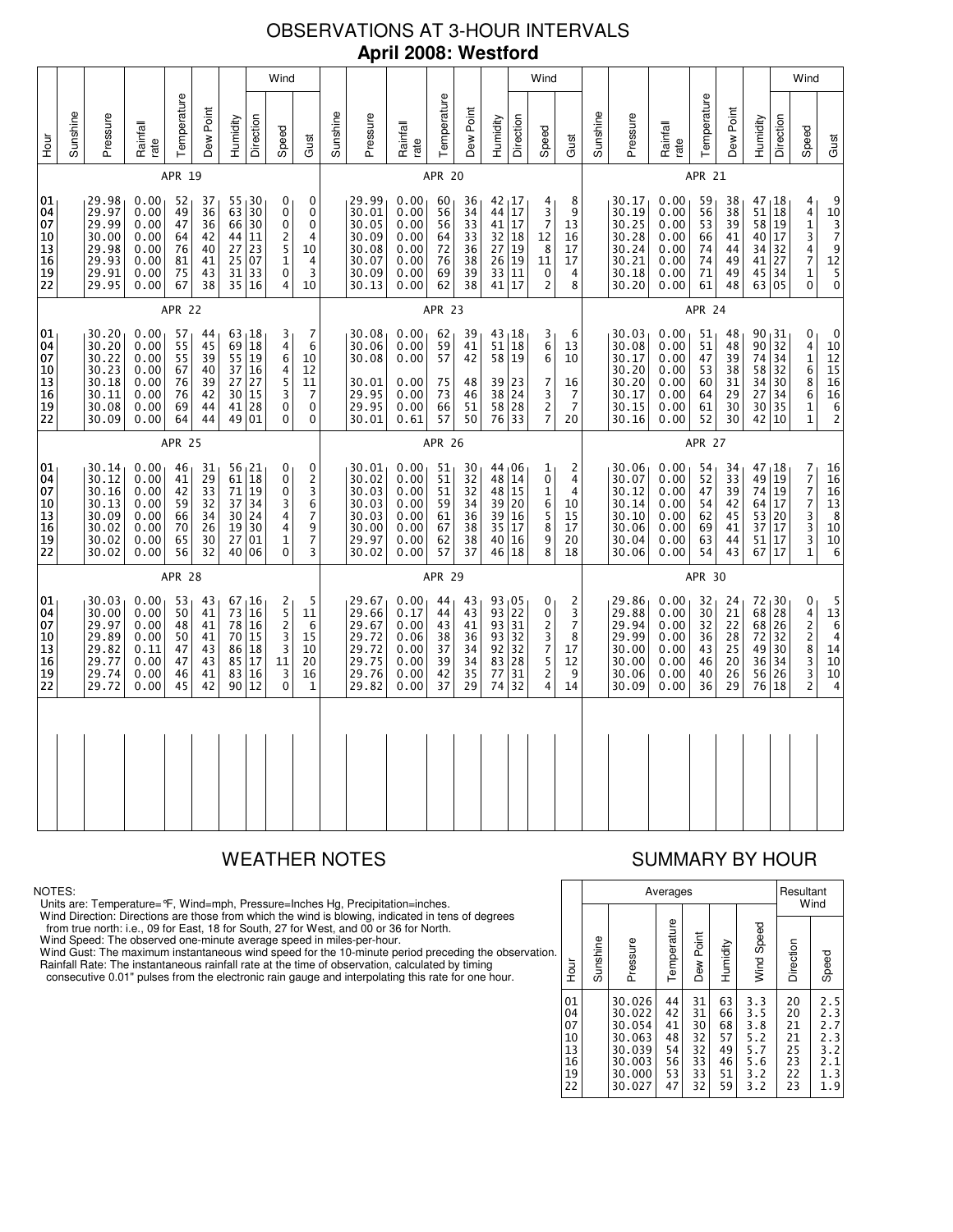# OBSERVATIONS AT 3-HOUR INTERVALS

## April 2008: Westford

### APR 19

| Hour | Sunshine | Pressure | Rainfall rate | Temperature | Dew Point | Humidity | Wind Direction | Wind Speed | Wind Gust |
|---|---|---|---|---|---|---|---|---|---|
| 01 | | 29.98 | 0.00 | 52 | 37 | 55 | 30 | 0 | 0 |
| 04 | | 29.97 | 0.00 | 49 | 36 | 63 | 30 | 0 | 0 |
| 07 | | 29.99 | 0.00 | 47 | 36 | 66 | 30 | 0 | 0 |
| 10 | | 30.00 | 0.00 | 64 | 42 | 44 | 11 | 2 | 4 |
| 13 | | 29.98 | 0.00 | 76 | 40 | 27 | 23 | 5 | 10 |
| 16 | | 29.93 | 0.00 | 81 | 41 | 25 | 07 | 1 | 4 |
| 19 | | 29.91 | 0.00 | 75 | 43 | 31 | 33 | 0 | 3 |
| 22 | | 29.95 | 0.00 | 67 | 38 | 35 | 16 | 4 | 10 |

### APR 20

| Hour | Sunshine | Pressure | Rainfall rate | Temperature | Dew Point | Humidity | Wind Direction | Wind Speed | Wind Gust |
|---|---|---|---|---|---|---|---|---|---|
| 01 | | 29.99 | 0.00 | 60 | 36 | 42 | 17 | 4 | 8 |
| 04 | | 30.01 | 0.00 | 56 | 34 | 44 | 17 | 3 | 9 |
| 07 | | 30.05 | 0.00 | 56 | 33 | 41 | 17 | 7 | 13 |
| 10 | | 30.09 | 0.00 | 64 | 33 | 32 | 18 | 12 | 16 |
| 13 | | 30.08 | 0.00 | 72 | 36 | 27 | 19 | 8 | 17 |
| 16 | | 30.07 | 0.00 | 76 | 38 | 26 | 19 | 11 | 17 |
| 19 | | 30.09 | 0.00 | 69 | 39 | 33 | 11 | 0 | 4 |
| 22 | | 30.13 | 0.00 | 62 | 38 | 41 | 17 | 2 | 8 |

### APR 21

| Hour | Sunshine | Pressure | Rainfall rate | Temperature | Dew Point | Humidity | Wind Direction | Wind Speed | Wind Gust |
|---|---|---|---|---|---|---|---|---|---|
| 01 | | 30.17 | 0.00 | 59 | 38 | 47 | 18 | 4 | 9 |
| 04 | | 30.19 | 0.00 | 56 | 38 | 51 | 18 | 4 | 10 |
| 07 | | 30.25 | 0.00 | 53 | 39 | 58 | 19 | 1 | 3 |
| 10 | | 30.28 | 0.00 | 66 | 41 | 40 | 17 | 3 | 7 |
| 13 | | 30.24 | 0.00 | 74 | 44 | 34 | 32 | 4 | 9 |
| 16 | | 30.21 | 0.00 | 74 | 49 | 41 | 27 | 7 | 12 |
| 19 | | 30.18 | 0.00 | 71 | 49 | 45 | 34 | 1 | 5 |
| 22 | | 30.20 | 0.00 | 61 | 48 | 63 | 05 | 0 | 0 |

### APR 22

| Hour | Sunshine | Pressure | Rainfall rate | Temperature | Dew Point | Humidity | Wind Direction | Wind Speed | Wind Gust |
|---|---|---|---|---|---|---|---|---|---|
| 01 | | 30.20 | 0.00 | 57 | 44 | 63 | 18 | 3 | 7 |
| 04 | | 30.20 | 0.00 | 55 | 45 | 69 | 18 | 4 | 6 |
| 07 | | 30.22 | 0.00 | 55 | 39 | 55 | 19 | 6 | 10 |
| 10 | | 30.23 | 0.00 | 67 | 40 | 37 | 16 | 4 | 12 |
| 13 | | 30.18 | 0.00 | 76 | 39 | 27 | 27 | 5 | 11 |
| 16 | | 30.11 | 0.00 | 76 | 42 | 30 | 15 | 3 | 7 |
| 19 | | 30.08 | 0.00 | 69 | 44 | 41 | 28 | 0 | 0 |
| 22 | | 30.09 | 0.00 | 64 | 44 | 49 | 01 | 0 | 0 |

### APR 23

| Hour | Sunshine | Pressure | Rainfall rate | Temperature | Dew Point | Humidity | Wind Direction | Wind Speed | Wind Gust |
|---|---|---|---|---|---|---|---|---|---|
| 01 | | 30.08 | 0.00 | 62 | 39 | 43 | 18 | 3 | 6 |
| 04 | | 30.06 | 0.00 | 59 | 41 | 51 | 18 | 6 | 13 |
| 07 | | 30.08 | 0.00 | 57 | 42 | 58 | 19 | 6 | 10 |
| 10 | | | | | | | | | |
| 13 | | 30.01 | 0.00 | 75 | 48 | 39 | 23 | 7 | 16 |
| 16 | | 29.95 | 0.00 | 73 | 46 | 38 | 24 | 3 | 7 |
| 19 | | 29.95 | 0.00 | 66 | 51 | 58 | 28 | 2 | 7 |
| 22 | | 30.01 | 0.61 | 57 | 50 | 76 | 33 | 7 | 20 |

### APR 24

| Hour | Sunshine | Pressure | Rainfall rate | Temperature | Dew Point | Humidity | Wind Direction | Wind Speed | Wind Gust |
|---|---|---|---|---|---|---|---|---|---|
| 01 | | 30.03 | 0.00 | 51 | 48 | 90 | 31 | 0 | 0 |
| 04 | | 30.08 | 0.00 | 51 | 48 | 90 | 32 | 4 | 10 |
| 07 | | 30.17 | 0.00 | 47 | 39 | 74 | 34 | 1 | 12 |
| 10 | | 30.20 | 0.00 | 53 | 38 | 58 | 32 | 6 | 15 |
| 13 | | 30.20 | 0.00 | 60 | 31 | 34 | 30 | 8 | 16 |
| 16 | | 30.17 | 0.00 | 64 | 29 | 27 | 34 | 6 | 16 |
| 19 | | 30.15 | 0.00 | 61 | 30 | 30 | 35 | 1 | 6 |
| 22 | | 30.16 | 0.00 | 52 | 30 | 42 | 10 | 1 | 2 |

### APR 25

| Hour | Sunshine | Pressure | Rainfall rate | Temperature | Dew Point | Humidity | Wind Direction | Wind Speed | Wind Gust |
|---|---|---|---|---|---|---|---|---|---|
| 01 | | 30.14 | 0.00 | 46 | 31 | 56 | 21 | 0 | 0 |
| 04 | | 30.12 | 0.00 | 41 | 29 | 61 | 18 | 0 | 2 |
| 07 | | 30.16 | 0.00 | 42 | 33 | 71 | 19 | 0 | 3 |
| 10 | | 30.13 | 0.00 | 59 | 32 | 37 | 34 | 3 | 6 |
| 13 | | 30.09 | 0.00 | 66 | 34 | 30 | 24 | 4 | 7 |
| 16 | | 30.02 | 0.00 | 70 | 26 | 19 | 30 | 4 | 9 |
| 19 | | 30.02 | 0.00 | 65 | 30 | 27 | 01 | 1 | 7 |
| 22 | | 30.02 | 0.00 | 56 | 32 | 40 | 06 | 0 | 3 |

### APR 26

| Hour | Sunshine | Pressure | Rainfall rate | Temperature | Dew Point | Humidity | Wind Direction | Wind Speed | Wind Gust |
|---|---|---|---|---|---|---|---|---|---|
| 01 | | 30.01 | 0.00 | 51 | 30 | 44 | 06 | 1 | 2 |
| 04 | | 30.02 | 0.00 | 51 | 32 | 48 | 14 | 0 | 4 |
| 07 | | 30.03 | 0.00 | 51 | 32 | 48 | 15 | 1 | 4 |
| 10 | | 30.03 | 0.00 | 59 | 34 | 39 | 20 | 6 | 10 |
| 13 | | 30.03 | 0.00 | 61 | 36 | 39 | 16 | 5 | 15 |
| 16 | | 30.00 | 0.00 | 67 | 38 | 35 | 17 | 8 | 17 |
| 19 | | 29.97 | 0.00 | 62 | 38 | 40 | 16 | 9 | 20 |
| 22 | | 30.02 | 0.00 | 57 | 37 | 46 | 18 | 8 | 18 |

### APR 27

| Hour | Sunshine | Pressure | Rainfall rate | Temperature | Dew Point | Humidity | Wind Direction | Wind Speed | Wind Gust |
|---|---|---|---|---|---|---|---|---|---|
| 01 | | 30.06 | 0.00 | 54 | 34 | 47 | 18 | 7 | 16 |
| 04 | | 30.07 | 0.00 | 52 | 33 | 49 | 19 | 7 | 16 |
| 07 | | 30.12 | 0.00 | 47 | 39 | 74 | 19 | 7 | 16 |
| 10 | | 30.14 | 0.00 | 54 | 42 | 64 | 17 | 7 | 13 |
| 13 | | 30.10 | 0.00 | 62 | 45 | 53 | 20 | 3 | 8 |
| 16 | | 30.06 | 0.00 | 69 | 41 | 37 | 17 | 3 | 10 |
| 19 | | 30.04 | 0.00 | 63 | 44 | 51 | 17 | 3 | 10 |
| 22 | | 30.06 | 0.00 | 54 | 43 | 67 | 17 | 1 | 6 |

### APR 28

| Hour | Sunshine | Pressure | Rainfall rate | Temperature | Dew Point | Humidity | Wind Direction | Wind Speed | Wind Gust |
|---|---|---|---|---|---|---|---|---|---|
| 01 | | 30.03 | 0.00 | 53 | 43 | 67 | 16 | 2 | 5 |
| 04 | | 30.00 | 0.00 | 50 | 41 | 73 | 16 | 5 | 11 |
| 07 | | 29.97 | 0.00 | 48 | 41 | 78 | 16 | 2 | 6 |
| 10 | | 29.89 | 0.00 | 50 | 41 | 70 | 15 | 3 | 15 |
| 13 | | 29.82 | 0.11 | 47 | 43 | 86 | 18 | 3 | 10 |
| 16 | | 29.77 | 0.00 | 47 | 43 | 85 | 17 | 11 | 20 |
| 19 | | 29.74 | 0.00 | 46 | 41 | 83 | 16 | 3 | 16 |
| 22 | | 29.72 | 0.00 | 45 | 42 | 90 | 12 | 0 | 1 |

### APR 29

| Hour | Sunshine | Pressure | Rainfall rate | Temperature | Dew Point | Humidity | Wind Direction | Wind Speed | Wind Gust |
|---|---|---|---|---|---|---|---|---|---|
| 01 | | 29.67 | 0.00 | 44 | 43 | 93 | 05 | 0 | 2 |
| 04 | | 29.66 | 0.17 | 44 | 43 | 93 | 22 | 0 | 3 |
| 07 | | 29.67 | 0.00 | 43 | 41 | 93 | 31 | 2 | 7 |
| 10 | | 29.72 | 0.06 | 38 | 36 | 93 | 32 | 3 | 8 |
| 13 | | 29.72 | 0.00 | 37 | 34 | 92 | 32 | 7 | 17 |
| 16 | | 29.75 | 0.00 | 39 | 34 | 83 | 28 | 5 | 12 |
| 19 | | 29.76 | 0.00 | 42 | 35 | 77 | 31 | 2 | 9 |
| 22 | | 29.82 | 0.00 | 37 | 29 | 74 | 32 | 4 | 14 |

### APR 30

| Hour | Sunshine | Pressure | Rainfall rate | Temperature | Dew Point | Humidity | Wind Direction | Wind Speed | Wind Gust |
|---|---|---|---|---|---|---|---|---|---|
| 01 | | 29.86 | 0.00 | 32 | 24 | 72 | 30 | 0 | 5 |
| 04 | | 29.88 | 0.00 | 30 | 21 | 68 | 28 | 4 | 13 |
| 07 | | 29.94 | 0.00 | 32 | 22 | 68 | 26 | 2 | 6 |
| 10 | | 29.99 | 0.00 | 36 | 28 | 72 | 32 | 2 | 4 |
| 13 | | 30.00 | 0.00 | 43 | 25 | 49 | 30 | 8 | 14 |
| 16 | | 30.00 | 0.00 | 46 | 20 | 36 | 34 | 3 | 10 |
| 19 | | 30.06 | 0.00 | 40 | 26 | 56 | 26 | 3 | 10 |
| 22 | | 30.09 | 0.00 | 36 | 29 | 76 | 18 | 2 | 4 |

## WEATHER NOTES

NOTES:
Units are: Temperature=°F, Wind=mph, Pressure=Inches Hg, Precipitation=inches.
Wind Direction: Directions are those from which the wind is blowing, indicated in tens of degrees from true north: i.e., 09 for East, 18 for South, 27 for West, and 00 or 36 for North.
Wind Speed: The observed one-minute average speed in miles-per-hour.
Wind Gust: The maximum instantaneous wind speed for the 10-minute period preceding the observation.
Rainfall Rate: The instantaneous rainfall rate at the time of observation, calculated by timing consecutive 0.01" pulses from the electronic rain gauge and interpolating this rate for one hour.

## SUMMARY BY HOUR

| Hour | Averages: Sunshine | Averages: Pressure | Averages: Temperature | Averages: Dew Point | Averages: Humidity | Averages: Wind Speed | Resultant Wind: Direction | Resultant Wind: Speed |
|---|---|---|---|---|---|---|---|---|
| 01 | | 30.026 | 44 | 31 | 63 | 3.3 | 20 | 2.5 |
| 04 | | 30.022 | 42 | 31 | 66 | 3.5 | 20 | 2.3 |
| 07 | | 30.054 | 41 | 30 | 68 | 3.8 | 21 | 2.7 |
| 10 | | 30.063 | 48 | 32 | 57 | 5.2 | 21 | 2.3 |
| 13 | | 30.039 | 54 | 32 | 49 | 5.7 | 25 | 3.2 |
| 16 | | 30.003 | 56 | 33 | 46 | 5.6 | 23 | 2.1 |
| 19 | | 30.000 | 53 | 33 | 51 | 3.2 | 22 | 1.3 |
| 22 | | 30.027 | 47 | 32 | 59 | 3.2 | 23 | 1.9 |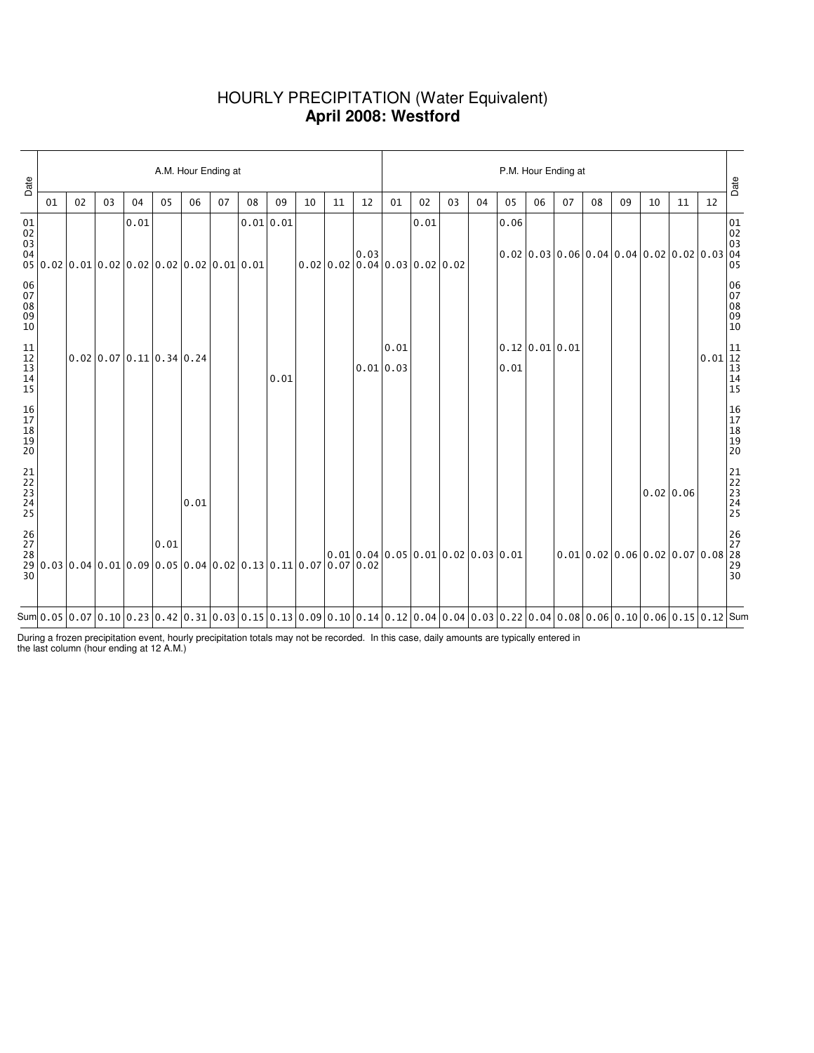# HOURLY PRECIPITATION (Water Equivalent)
## **April 2008: Westford**

| Date | A.M. Hour Ending at | | | | | | | | | | | | P.M. Hour Ending at | | | | | | | | | | | | Date |
|---|---|---|---|---|---|---|---|---|---|---|---|---|---|---|---|---|---|---|---|---|---|---|---|---|---|
| | 01 | 02 | 03 | 04 | 05 | 06 | 07 | 08 | 09 | 10 | 11 | 12 | 01 | 02 | 03 | 04 | 05 | 06 | 07 | 08 | 09 | 10 | 11 | 12 | |
| 01 | | | | 0.01 | | | | 0.01 | 0.01 | | | | | 0.01 | | | 0.06 | | | | | | | | 01 |
| 02 | | | | | | | | | | | | | | | | | | | | | | | | | 02 |
| 03 | | | | | | | | | | | | | | | | | | | | | | | | | 03 |
| 04 | | | | | | | | | | | | 0.03 | | | | | 0.02 | 0.03 | 0.06 | 0.04 | 0.04 | 0.02 | 0.02 | 0.03 | 04 |
| 05 | 0.02 | 0.01 | 0.02 | 0.02 | 0.02 | 0.02 | 0.01 | 0.01 | | 0.02 | 0.02 | 0.04 | 0.03 | 0.02 | 0.02 | | | | | | | | | | 05 |
| 06 | | | | | | | | | | | | | | | | | | | | | | | | | 06 |
| 07 | | | | | | | | | | | | | | | | | | | | | | | | | 07 |
| 08 | | | | | | | | | | | | | | | | | | | | | | | | | 08 |
| 09 | | | | | | | | | | | | | | | | | | | | | | | | | 09 |
| 10 | | | | | | | | | | | | | | | | | | | | | | | | | 10 |
| 11 | | | | | | | | | | | | | 0.01 | | | | 0.12 | 0.01 | 0.01 | | | | | | 11 |
| 12 | | 0.02 | 0.07 | 0.11 | 0.34 | 0.24 | | | | | | 0.01 | 0.03 | | | | | | | | | | | 0.01 | 12 |
| 13 | | | | | | | | | | | | | | | | | 0.01 | | | | | | | | 13 |
| 14 | | | | | | | | | 0.01 | | | | | | | | | | | | | | | | 14 |
| 15 | | | | | | | | | | | | | | | | | | | | | | | | | 15 |
| 16 | | | | | | | | | | | | | | | | | | | | | | | | | 16 |
| 17 | | | | | | | | | | | | | | | | | | | | | | | | | 17 |
| 18 | | | | | | | | | | | | | | | | | | | | | | | | | 18 |
| 19 | | | | | | | | | | | | | | | | | | | | | | | | | 19 |
| 20 | | | | | | | | | | | | | | | | | | | | | | | | | 20 |
| 21 | | | | | | | | | | | | | | | | | | | | | | | | | 21 |
| 22 | | | | | | | | | | | | | | | | | | | | | | | | | 22 |
| 23 | | | | | | | | | | | | | | | | | | | | | | 0.02 | 0.06 | | 23 |
| 24 | | | | | | 0.01 | | | | | | | | | | | | | | | | | | | 24 |
| 25 | | | | | | | | | | | | | | | | | | | | | | | | | 25 |
| 26 | | | | | | | | | | | | | | | | | | | | | | | | | 26 |
| 27 | | | | | 0.01 | | | | | | | | | | | | | | | | | | | | 27 |
| 28 | | | | | | | | | | | 0.01 | 0.04 | 0.05 | 0.01 | 0.02 | 0.03 | 0.01 | | 0.01 | 0.02 | 0.06 | 0.02 | 0.07 | 0.08 | 28 |
| 29 | 0.03 | 0.04 | 0.01 | 0.09 | 0.05 | 0.04 | 0.02 | 0.13 | 0.11 | 0.07 | 0.07 | 0.02 | | | | | | | | | | | | | 29 |
| 30 | | | | | | | | | | | | | | | | | | | | | | | | | 30 |
| Sum | 0.05 | 0.07 | 0.10 | 0.23 | 0.42 | 0.31 | 0.03 | 0.15 | 0.13 | 0.09 | 0.10 | 0.14 | 0.12 | 0.04 | 0.04 | 0.03 | 0.22 | 0.04 | 0.08 | 0.06 | 0.10 | 0.06 | 0.15 | 0.12 | Sum |

During a frozen precipitation event, hourly precipitation totals may not be recorded. In this case, daily amounts are typically entered in the last column (hour ending at 12 A.M.)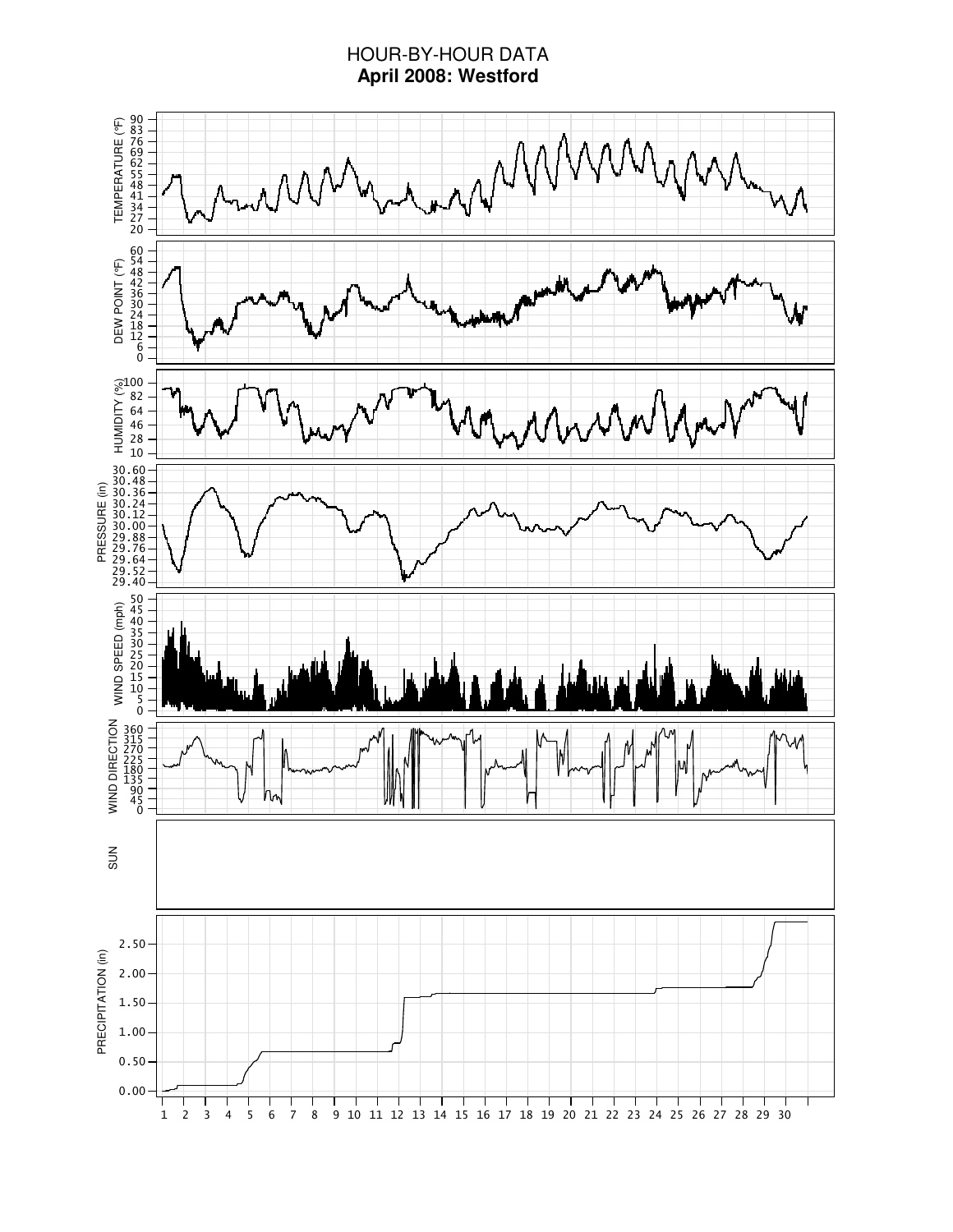# HOUR-BY-HOUR DATA

**April 2008: Westford**

TEMPERATURE (°F)

DEW POINT (°F)

HUMIDITY (%)

PRESSURE (in)

WIND SPEED (mph)

WIND DIRECTION

SUN

PRECIPITATION (in)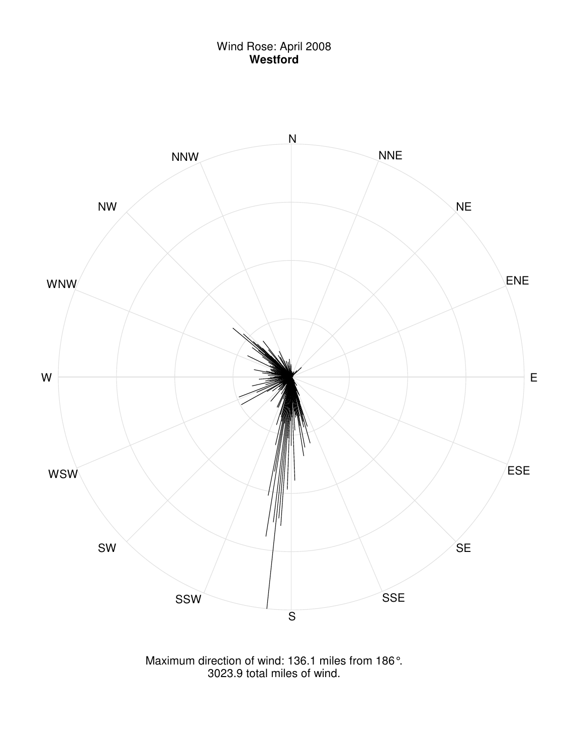Wind Rose: April 2008

**Westford**

N

NNE

NE

ENE

E

ESE

SE

SSE

S

SSW

SW

WSW

W

WNW

NW

NNW

Maximum direction of wind: 136.1 miles from 186°.

3023.9 total miles of wind.